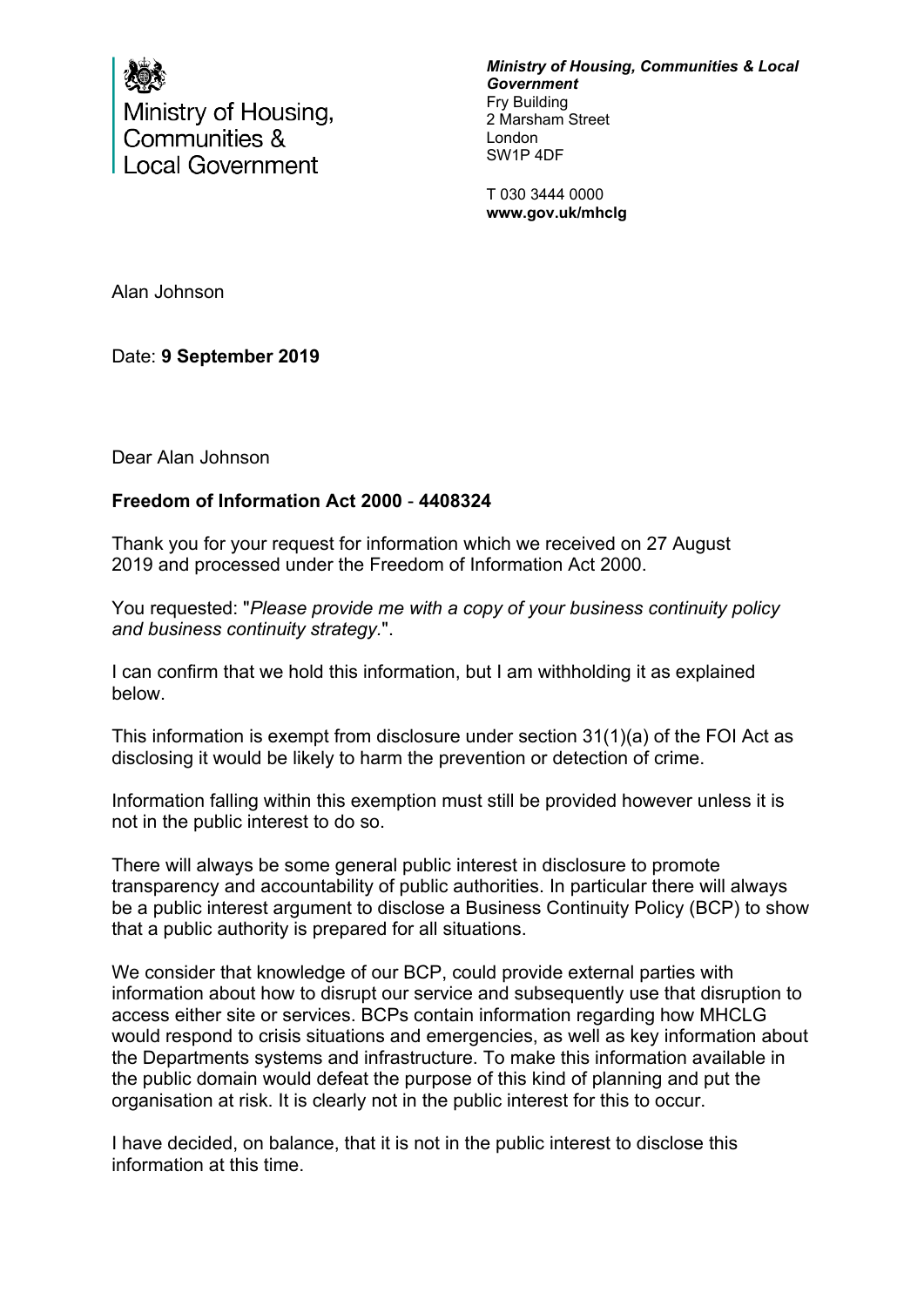Ministry of Housing, Communities & Local Government

***Ministry of Housing, Communities & Local Government***
Fry Building
2 Marsham Street
London
SW1P 4DF

T 030 3444 0000
**www.gov.uk/mhclg**

Alan Johnson

Date: **9 September 2019**

Dear Alan Johnson

**Freedom of Information Act 2000** - **4408324**

Thank you for your request for information which we received on 27 August 2019 and processed under the Freedom of Information Act 2000.

You requested: "*Please provide me with a copy of your business continuity policy and business continuity strategy.*".

I can confirm that we hold this information, but I am withholding it as explained below.

This information is exempt from disclosure under section 31(1)(a) of the FOI Act as disclosing it would be likely to harm the prevention or detection of crime.

Information falling within this exemption must still be provided however unless it is not in the public interest to do so.

There will always be some general public interest in disclosure to promote transparency and accountability of public authorities. In particular there will always be a public interest argument to disclose a Business Continuity Policy (BCP) to show that a public authority is prepared for all situations.

We consider that knowledge of our BCP, could provide external parties with information about how to disrupt our service and subsequently use that disruption to access either site or services. BCPs contain information regarding how MHCLG would respond to crisis situations and emergencies, as well as key information about the Departments systems and infrastructure. To make this information available in the public domain would defeat the purpose of this kind of planning and put the organisation at risk. It is clearly not in the public interest for this to occur.

I have decided, on balance, that it is not in the public interest to disclose this information at this time.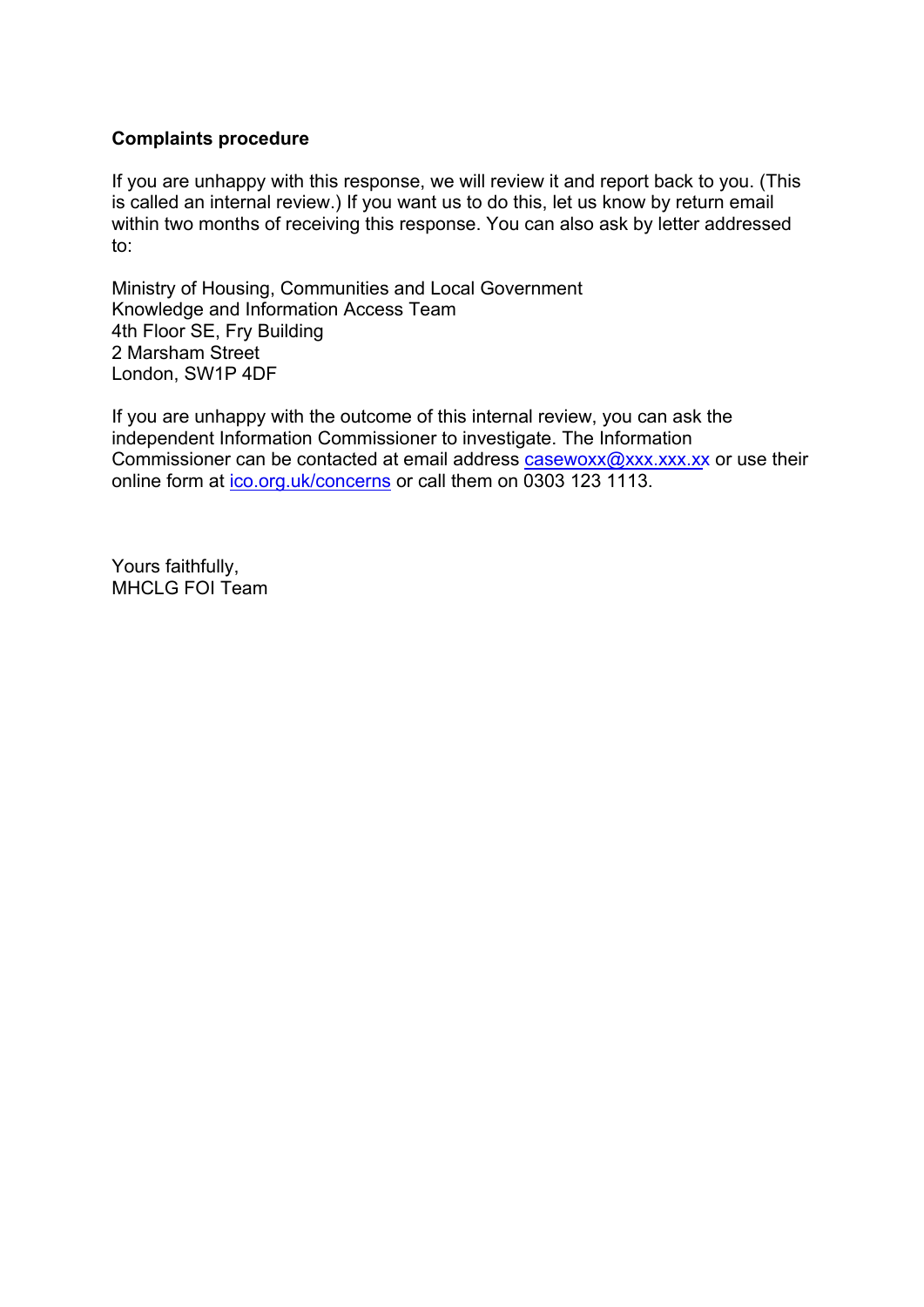**Complaints procedure**

If you are unhappy with this response, we will review it and report back to you. (This is called an internal review.) If you want us to do this, let us know by return email within two months of receiving this response. You can also ask by letter addressed to:

Ministry of Housing, Communities and Local Government
Knowledge and Information Access Team
4th Floor SE, Fry Building
2 Marsham Street
London, SW1P 4DF

If you are unhappy with the outcome of this internal review, you can ask the independent Information Commissioner to investigate. The Information Commissioner can be contacted at email address casewoxx@xxx.xxx.xx or use their online form at ico.org.uk/concerns or call them on 0303 123 1113.

Yours faithfully,
MHCLG FOI Team